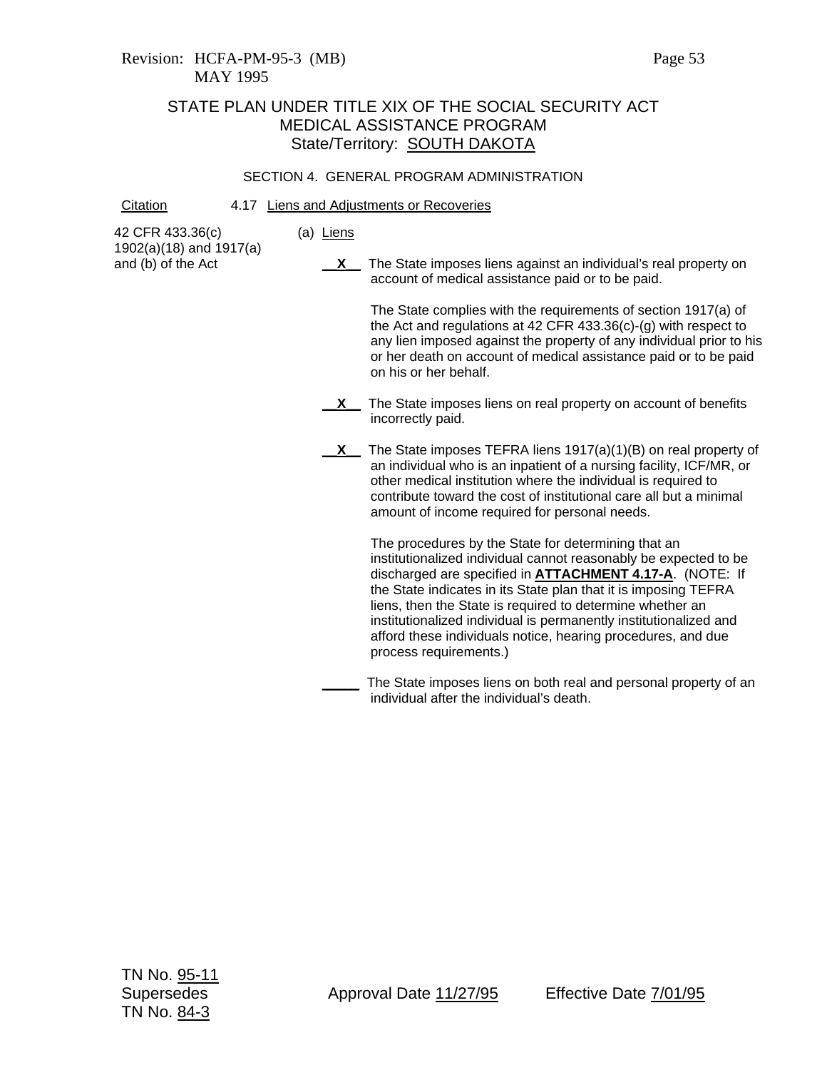Revision: HCFA-PM-95-3 (MB)
MAY 1995

# STATE PLAN UNDER TITLE XIX OF THE SOCIAL SECURITY ACT
## MEDICAL ASSISTANCE PROGRAM
### State/Territory: SOUTH DAKOTA

SECTION 4. GENERAL PROGRAM ADMINISTRATION

| Citation | 4.17 Liens and Adjustments or Recoveries |
|---|---|
| 42 CFR 433.36(c) 1902(a)(18) and 1917(a) and (b) of the Act | (a) Liens |

**X** The State imposes liens against an individual's real property on account of medical assistance paid or to be paid.

The State complies with the requirements of section 1917(a) of the Act and regulations at 42 CFR 433.36(c)-(g) with respect to any lien imposed against the property of any individual prior to his or her death on account of medical assistance paid or to be paid on his or her behalf.

**X** The State imposes liens on real property on account of benefits incorrectly paid.

**X** The State imposes TEFRA liens 1917(a)(1)(B) on real property of an individual who is an inpatient of a nursing facility, ICF/MR, or other medical institution where the individual is required to contribute toward the cost of institutional care all but a minimal amount of income required for personal needs.

The procedures by the State for determining that an institutionalized individual cannot reasonably be expected to be discharged are specified in **ATTACHMENT 4.17-A**. (NOTE: If the State indicates in its State plan that it is imposing TEFRA liens, then the State is required to determine whether an institutionalized individual is permanently institutionalized and afford these individuals notice, hearing procedures, and due process requirements.)

_____ The State imposes liens on both real and personal property of an individual after the individual's death.

TN No. 95-11
Supersedes
TN No. 84-3

Approval Date 11/27/95 Effective Date 7/01/95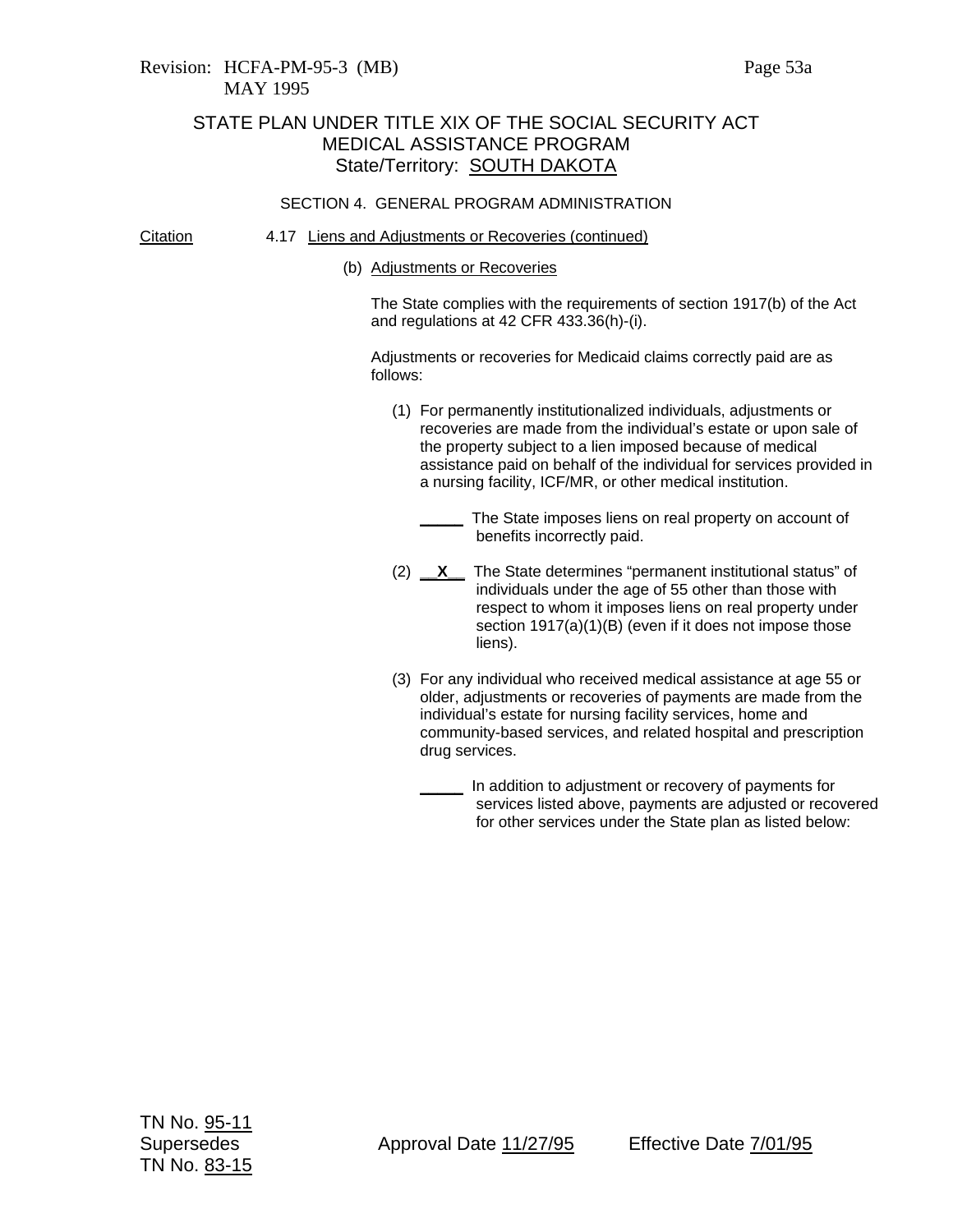Revision: HCFA-PM-95-3 (MB)
MAY 1995

## STATE PLAN UNDER TITLE XIX OF THE SOCIAL SECURITY ACT
## MEDICAL ASSISTANCE PROGRAM
## State/Territory: SOUTH DAKOTA

### SECTION 4. GENERAL PROGRAM ADMINISTRATION

Citation

4.17 Liens and Adjustments or Recoveries (continued)

(b) Adjustments or Recoveries

The State complies with the requirements of section 1917(b) of the Act and regulations at 42 CFR 433.36(h)-(i).

Adjustments or recoveries for Medicaid claims correctly paid are as follows:

(1) For permanently institutionalized individuals, adjustments or recoveries are made from the individual's estate or upon sale of the property subject to a lien imposed because of medical assistance paid on behalf of the individual for services provided in a nursing facility, ICF/MR, or other medical institution.

_____ The State imposes liens on real property on account of benefits incorrectly paid.

(2) __X__ The State determines "permanent institutional status" of individuals under the age of 55 other than those with respect to whom it imposes liens on real property under section 1917(a)(1)(B) (even if it does not impose those liens).

(3) For any individual who received medical assistance at age 55 or older, adjustments or recoveries of payments are made from the individual's estate for nursing facility services, home and community-based services, and related hospital and prescription drug services.

_____ In addition to adjustment or recovery of payments for services listed above, payments are adjusted or recovered for other services under the State plan as listed below:

TN No. 95-11
Supersedes
TN No. 83-15

Approval Date 11/27/95 Effective Date 7/01/95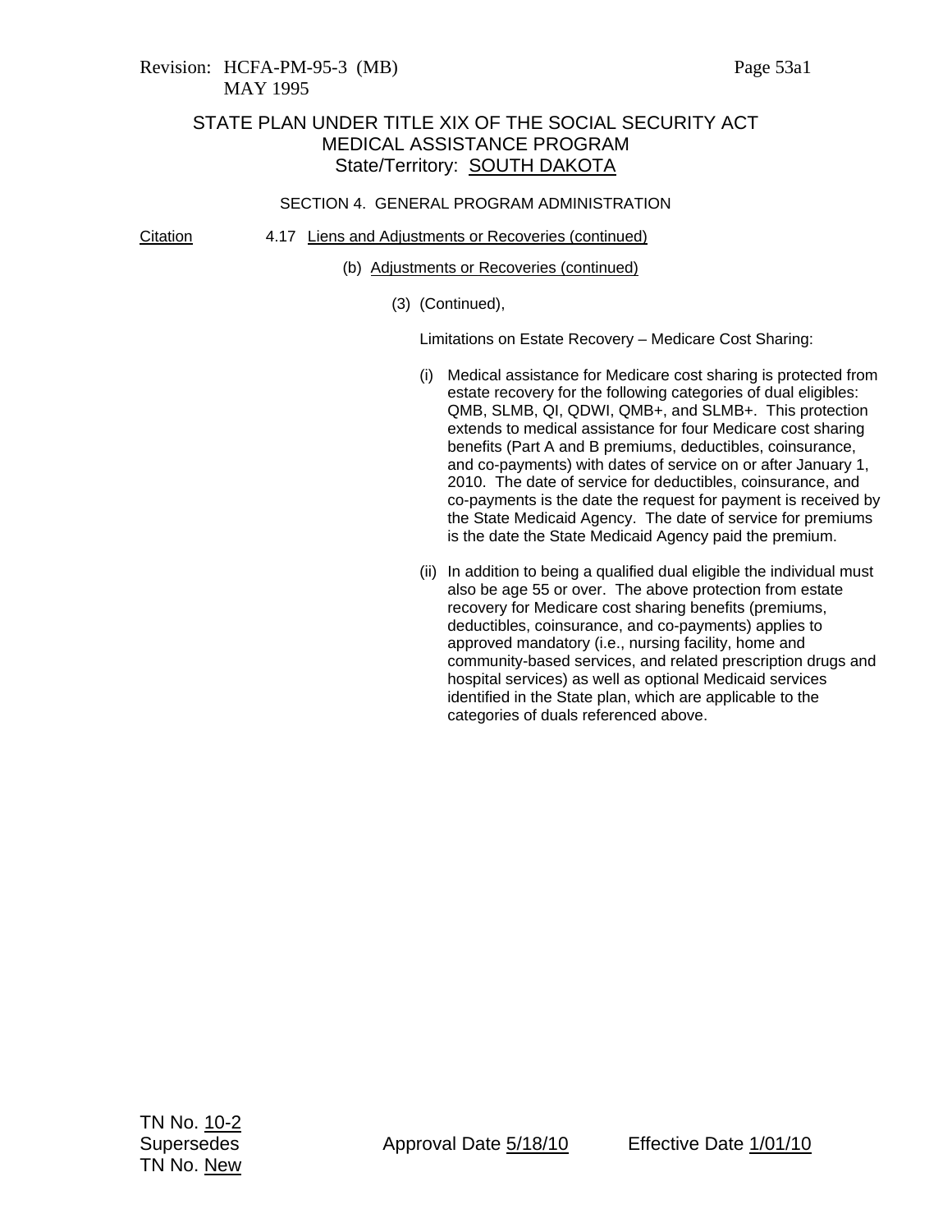STATE PLAN UNDER TITLE XIX OF THE SOCIAL SECURITY ACT
MEDICAL ASSISTANCE PROGRAM
State/Territory: SOUTH DAKOTA

SECTION 4. GENERAL PROGRAM ADMINISTRATION

Citation

4.17 Liens and Adjustments or Recoveries (continued)

(b) Adjustments or Recoveries (continued)

(3) (Continued),

Limitations on Estate Recovery – Medicare Cost Sharing:

(i) Medical assistance for Medicare cost sharing is protected from estate recovery for the following categories of dual eligibles: QMB, SLMB, QI, QDWI, QMB+, and SLMB+. This protection extends to medical assistance for four Medicare cost sharing benefits (Part A and B premiums, deductibles, coinsurance, and co-payments) with dates of service on or after January 1, 2010. The date of service for deductibles, coinsurance, and co-payments is the date the request for payment is received by the State Medicaid Agency. The date of service for premiums is the date the State Medicaid Agency paid the premium.

(ii) In addition to being a qualified dual eligible the individual must also be age 55 or over. The above protection from estate recovery for Medicare cost sharing benefits (premiums, deductibles, coinsurance, and co-payments) applies to approved mandatory (i.e., nursing facility, home and community-based services, and related prescription drugs and hospital services) as well as optional Medicaid services identified in the State plan, which are applicable to the categories of duals referenced above.

TN No. 10-2
Supersedes
TN No. New

Approval Date 5/18/10

Effective Date 1/01/10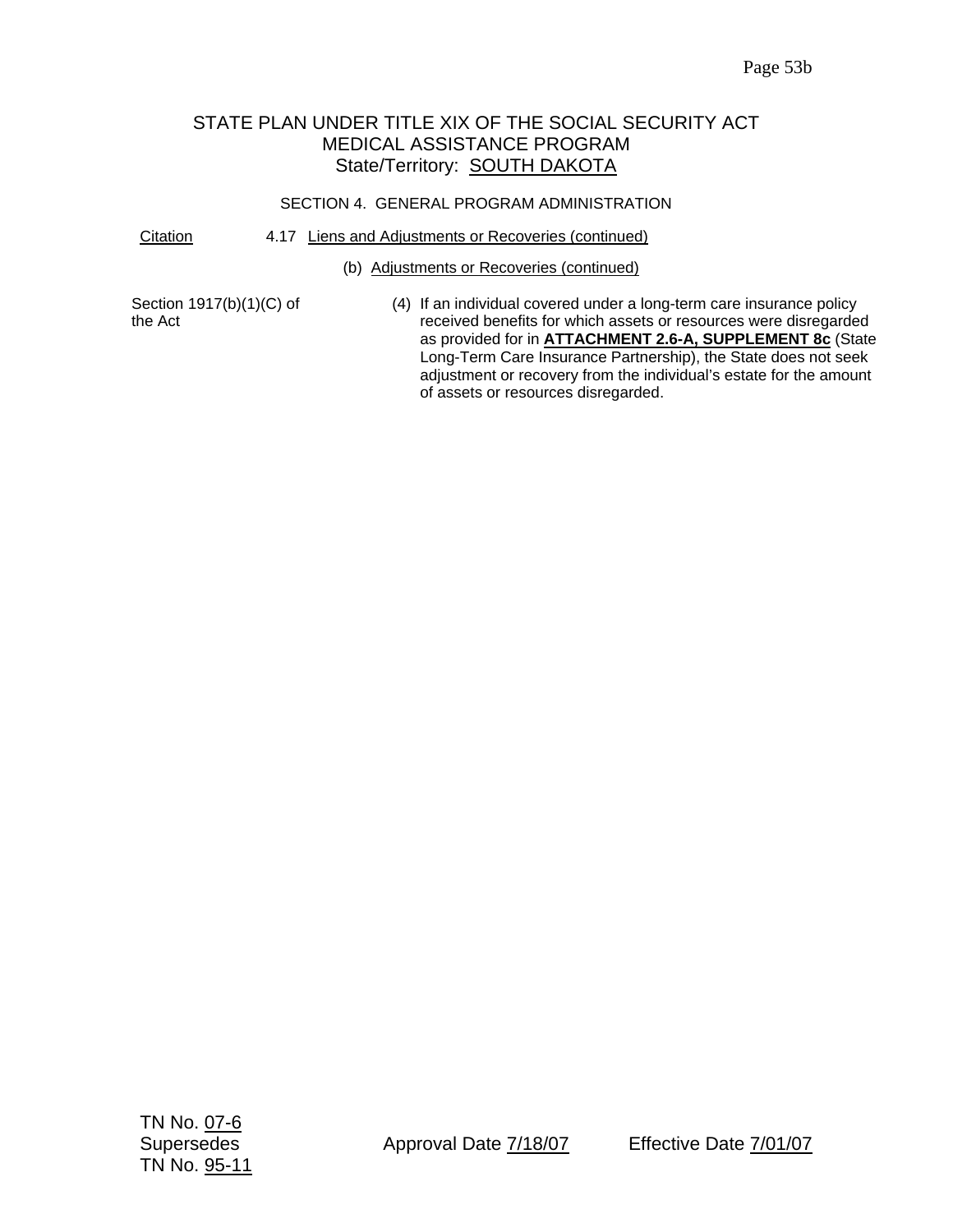STATE PLAN UNDER TITLE XIX OF THE SOCIAL SECURITY ACT
MEDICAL ASSISTANCE PROGRAM
State/Territory: SOUTH DAKOTA

SECTION 4. GENERAL PROGRAM ADMINISTRATION

Citation | 4.17 Liens and Adjustments or Recoveries (continued)

(b) Adjustments or Recoveries (continued)

Section 1917(b)(1)(C) of the Act

(4) If an individual covered under a long-term care insurance policy received benefits for which assets or resources were disregarded as provided for in **ATTACHMENT 2.6-A, SUPPLEMENT 8c** (State Long-Term Care Insurance Partnership), the State does not seek adjustment or recovery from the individual's estate for the amount of assets or resources disregarded.

TN No. 07-6
Supersedes
TN No. 95-11

Approval Date 7/18/07

Effective Date 7/01/07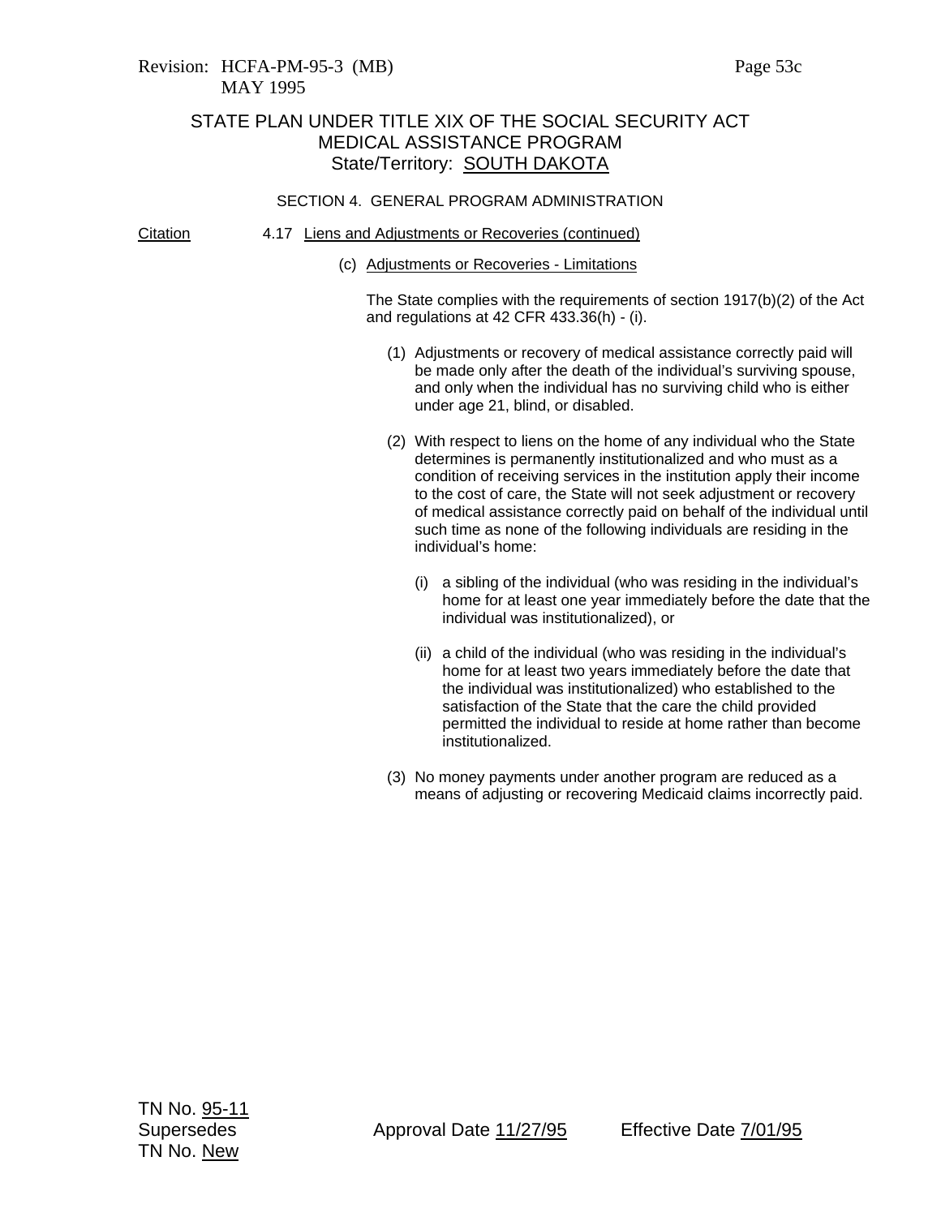STATE PLAN UNDER TITLE XIX OF THE SOCIAL SECURITY ACT
MEDICAL ASSISTANCE PROGRAM
State/Territory: SOUTH DAKOTA

SECTION 4. GENERAL PROGRAM ADMINISTRATION

Citation

4.17 Liens and Adjustments or Recoveries (continued)

(c) Adjustments or Recoveries - Limitations

The State complies with the requirements of section 1917(b)(2) of the Act and regulations at 42 CFR 433.36(h) - (i).

(1) Adjustments or recovery of medical assistance correctly paid will be made only after the death of the individual's surviving spouse, and only when the individual has no surviving child who is either under age 21, blind, or disabled.

(2) With respect to liens on the home of any individual who the State determines is permanently institutionalized and who must as a condition of receiving services in the institution apply their income to the cost of care, the State will not seek adjustment or recovery of medical assistance correctly paid on behalf of the individual until such time as none of the following individuals are residing in the individual's home:

(i) a sibling of the individual (who was residing in the individual's home for at least one year immediately before the date that the individual was institutionalized), or

(ii) a child of the individual (who was residing in the individual's home for at least two years immediately before the date that the individual was institutionalized) who established to the satisfaction of the State that the care the child provided permitted the individual to reside at home rather than become institutionalized.

(3) No money payments under another program are reduced as a means of adjusting or recovering Medicaid claims incorrectly paid.

TN No. 95-11
Supersedes
TN No. New

Approval Date 11/27/95

Effective Date 7/01/95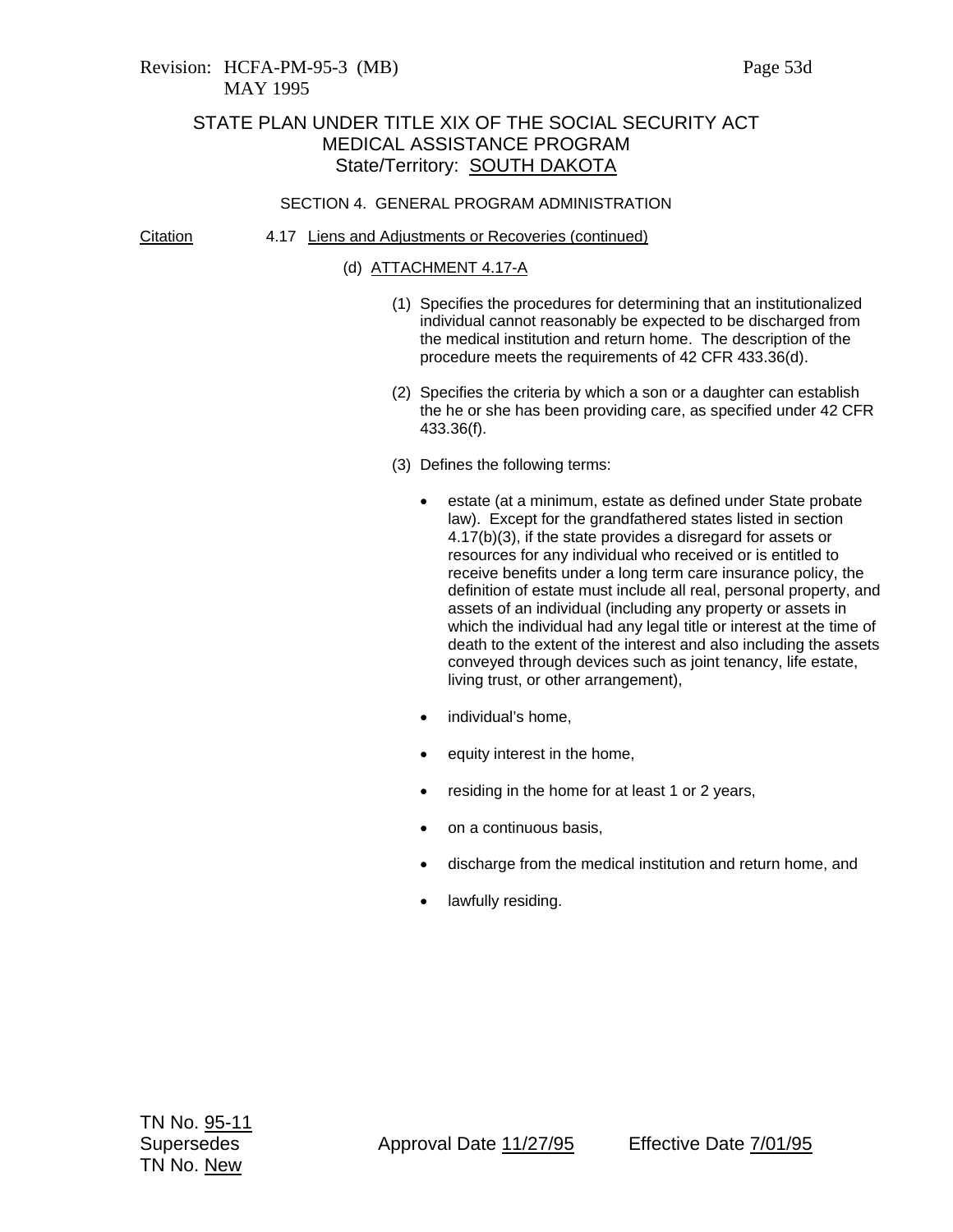STATE PLAN UNDER TITLE XIX OF THE SOCIAL SECURITY ACT
MEDICAL ASSISTANCE PROGRAM
State/Territory: SOUTH DAKOTA

SECTION 4. GENERAL PROGRAM ADMINISTRATION

Citation    4.17 Liens and Adjustments or Recoveries (continued)

(d) ATTACHMENT 4.17-A

(1) Specifies the procedures for determining that an institutionalized individual cannot reasonably be expected to be discharged from the medical institution and return home. The description of the procedure meets the requirements of 42 CFR 433.36(d).

(2) Specifies the criteria by which a son or a daughter can establish the he or she has been providing care, as specified under 42 CFR 433.36(f).

(3) Defines the following terms:

- estate (at a minimum, estate as defined under State probate law). Except for the grandfathered states listed in section 4.17(b)(3), if the state provides a disregard for assets or resources for any individual who received or is entitled to receive benefits under a long term care insurance policy, the definition of estate must include all real, personal property, and assets of an individual (including any property or assets in which the individual had any legal title or interest at the time of death to the extent of the interest and also including the assets conveyed through devices such as joint tenancy, life estate, living trust, or other arrangement),
- individual's home,
- equity interest in the home,
- residing in the home for at least 1 or 2 years,
- on a continuous basis,
- discharge from the medical institution and return home, and
- lawfully residing.

TN No. 95-11
Supersedes    Approval Date 11/27/95    Effective Date 7/01/95
TN No. New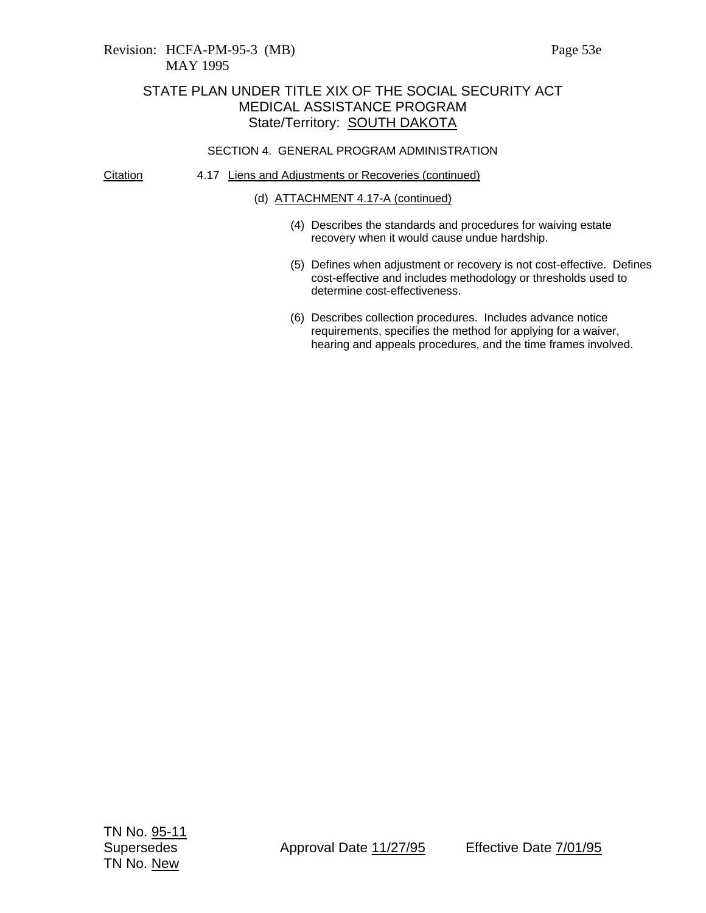STATE PLAN UNDER TITLE XIX OF THE SOCIAL SECURITY ACT
MEDICAL ASSISTANCE PROGRAM
State/Territory: SOUTH DAKOTA

SECTION 4. GENERAL PROGRAM ADMINISTRATION

Citation 4.17 Liens and Adjustments or Recoveries (continued)

(d) ATTACHMENT 4.17-A (continued)

(4) Describes the standards and procedures for waiving estate recovery when it would cause undue hardship.

(5) Defines when adjustment or recovery is not cost-effective. Defines cost-effective and includes methodology or thresholds used to determine cost-effectiveness.

(6) Describes collection procedures. Includes advance notice requirements, specifies the method for applying for a waiver, hearing and appeals procedures, and the time frames involved.

TN No. 95-11
Supersedes TN No. New
Approval Date 11/27/95
Effective Date 7/01/95